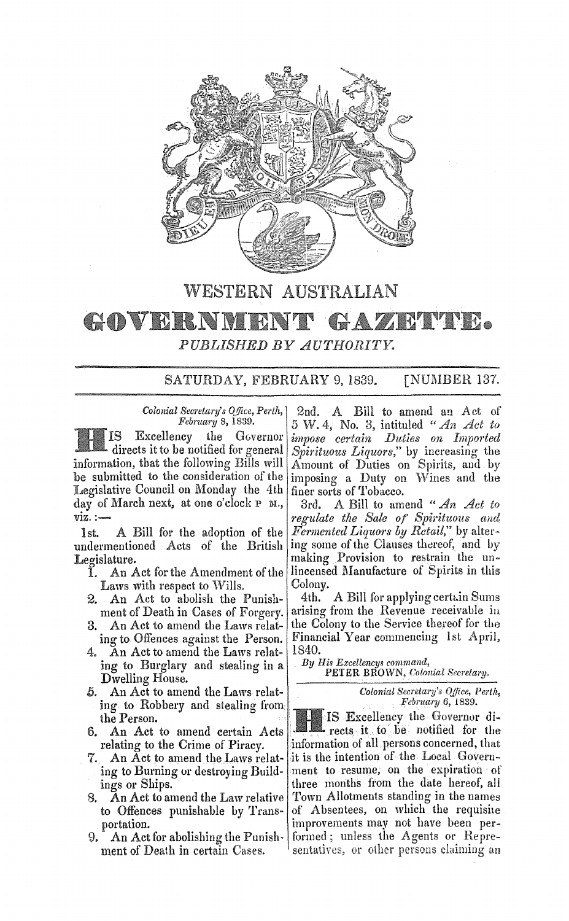# WESTERN AUSTRALIAN

# GOVERNMENT GAZETTE.

*PUBLISHED BY AUTHORITY.*

SATURDAY, FEBRUARY 9, 1839. [NUMBER 137.

*Colonial Secretary's Office, Perth, February 8, 1839.*

HIS Excellency the Governor directs it to be notified for general information, that the following Bills will be submitted to the consideration of the Legislative Council on Monday the 4th day of March next, at one o'clock P. M., viz.:—

1st. A Bill for the adoption of the undermentioned Acts of the British Legislature.

1. An Act for the Amendment of the Laws with respect to Wills.
2. An Act to abolish the Punishment of Death in Cases of Forgery.
3. An Act to amend the Laws relating to Offences against the Person.
4. An Act to amend the Laws relating to Burglary and stealing in a Dwelling House.
5. An Act to amend the Laws relating to Robbery and stealing from the Person.
6. An Act to amend certain Acts relating to the Crime of Piracy.
7. An Act to amend the Laws relating to Burning or destroying Buildings or Ships.
8. An Act to amend the Law relative to Offences punishable by Transportation.
9. An Act for abolishing the Punishment of Death in certain Cases.

2nd. A Bill to amend an Act of 5 W. 4, No. 3, intituled *"An Act to impose certain Duties on Imported Spirituous Liquors,"* by increasing the Amount of Duties on Spirits, and by imposing a Duty on Wines and the finer sorts of Tobacco.

3rd. A Bill to amend *"An Act to regulate the Sale of Spirituous and Fermented Liquors by Retail,"* by altering some of the Clauses thereof, and by making Provision to restrain the unlincensed Manufacture of Spirits in this Colony.

4th. A Bill for applying certain Sums arising from the Revenue receivable in the Colony to the Service thereof for the Financial Year commencing 1st April, 1840.

*By His Excellencys command,*
PETER BROWN, *Colonial Secretary.*

---

*Colonial Secretary's Office, Perth, February 6, 1839.*

HIS Excellency the Governor directs it to be notified for the information of all persons concerned, that it is the intention of the Local Government to resume, on the expiration of three months from the date hereof, all Town Allotments standing in the names of Absentees, on which the requisite improvements may not have been performed; unless the Agents or Representatives, or other persons claiming an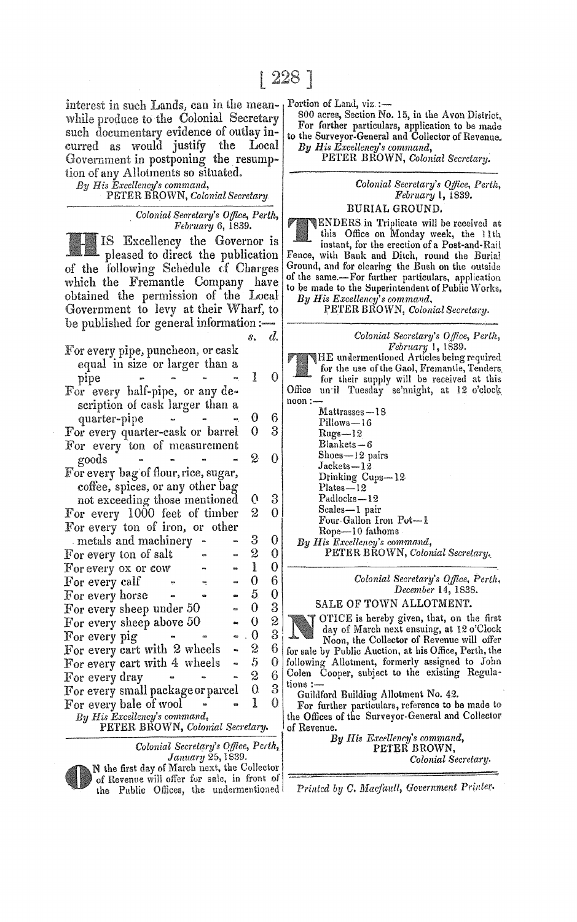interest in such Lands, can in the meanwhile produce to the Colonial Secretary such documentary evidence of outlay incurred as would justify the Local Government in postponing the resumption of any Allotments so situated.

*By His Excellency's command,*
PETER BROWN, *Colonial Secretary*

---

*Colonial Secretary's Office, Perth, February 6, 1839.*

HIS Excellency the Governor is pleased to direct the publication of the following Schedule of Charges which the Fremantle Company have obtained the permission of the Local Government to levy at their Wharf, to be published for general information:—

| | s. | d. |
|---|---|---|
| For every pipe, puncheon, or cask equal in size or larger than a pipe | 1 | 0 |
| For every half-pipe, or any description of cask larger than a quarter-pipe | 0 | 6 |
| For every quarter-cask or barrel | 0 | 3 |
| For every ton of measurement goods | 2 | 0 |
| For every bag of flour, rice, sugar, coffee, spices, or any other bag not exceeding those mentioned | 0 | 3 |
| For every 1000 feet of timber | 2 | 0 |
| For every ton of iron, or other metals and machinery | 3 | 0 |
| For every ton of salt | 2 | 0 |
| For every ox or cow | 1 | 0 |
| For every calf | 0 | 6 |
| For every horse | 5 | 0 |
| For every sheep under 50 | 0 | 3 |
| For every sheep above 50 | 0 | 2 |
| For every pig | 0 | 3 |
| For every cart with 2 wheels | 2 | 6 |
| For every cart with 4 wheels | 5 | 0 |
| For every dray | 2 | 6 |
| For every small package or parcel | 0 | 3 |
| For every bale of wool | 1 | 0 |

*By His Excellency's command,*
PETER BROWN, *Colonial Secretary.*

---

*Colonial Secretary's Office, Perth, January 25, 1839.*

ON the first day of March next, the Collector of Revenue will offer for sale, in front of the Public Offices, the undermentioned Portion of Land, viz.:—

800 acres, Section No. 15, in the Avon District.

For further particulars, application to be made to the Surveyor-General and Collector of Revenue.

*By His Excellency's command,*
PETER BROWN, *Colonial Secretary.*

---

*Colonial Secretary's Office, Perth, February 1, 1839.*

## BURIAL GROUND.

TENDERS in Triplicate will be received at this Office on Monday week, the 11th instant, for the erection of a Post-and-Rail Fence, with Bank and Ditch, round the Burial Ground, and for clearing the Bush on the outside of the same.—For further particulars, application to be made to the Superintendent of Public Works.

*By His Excellency's command,*
PETER BROWN, *Colonial Secretary.*

---

*Colonial Secretary's Office, Perth, February 1, 1839.*

THE undermentioned Articles being required for the use of the Gaol, Fremantle, Tenders for their supply will be received at this Office until Tuesday se'nnight, at 12 o'clock noon:—

- Mattrasses—18
- Pillows—16
- Rugs—12
- Blankets—6
- Shoes—12 pairs
- Jackets—12
- Drinking Cups—12
- Plates—12
- Padlocks—12
- Scales—1 pair
- Four Gallon Iron Pot—1
- Rope—10 fathoms

*By His Excellency's command,*
PETER BROWN, *Colonial Secretary.*

---

*Colonial Secretary's Office, Perth, December 14, 1838.*

## SALE OF TOWN ALLOTMENT.

NOTICE is hereby given, that, on the first day of March next ensuing, at 12 o'Clock Noon, the Collector of Revenue will offer for sale by Public Auction, at his Office, Perth, the following Allotment, formerly assigned to John Colen Cooper, subject to the existing Regulations:—

Guildford Building Allotment No. 42.

For further particulars, reference to be made to the Offices of the Surveyor-General and Collector of Revenue.

*By His Excellency's command,*
PETER BROWN,
*Colonial Secretary.*

---

*Printed by C. Macfaull, Government Printer.*